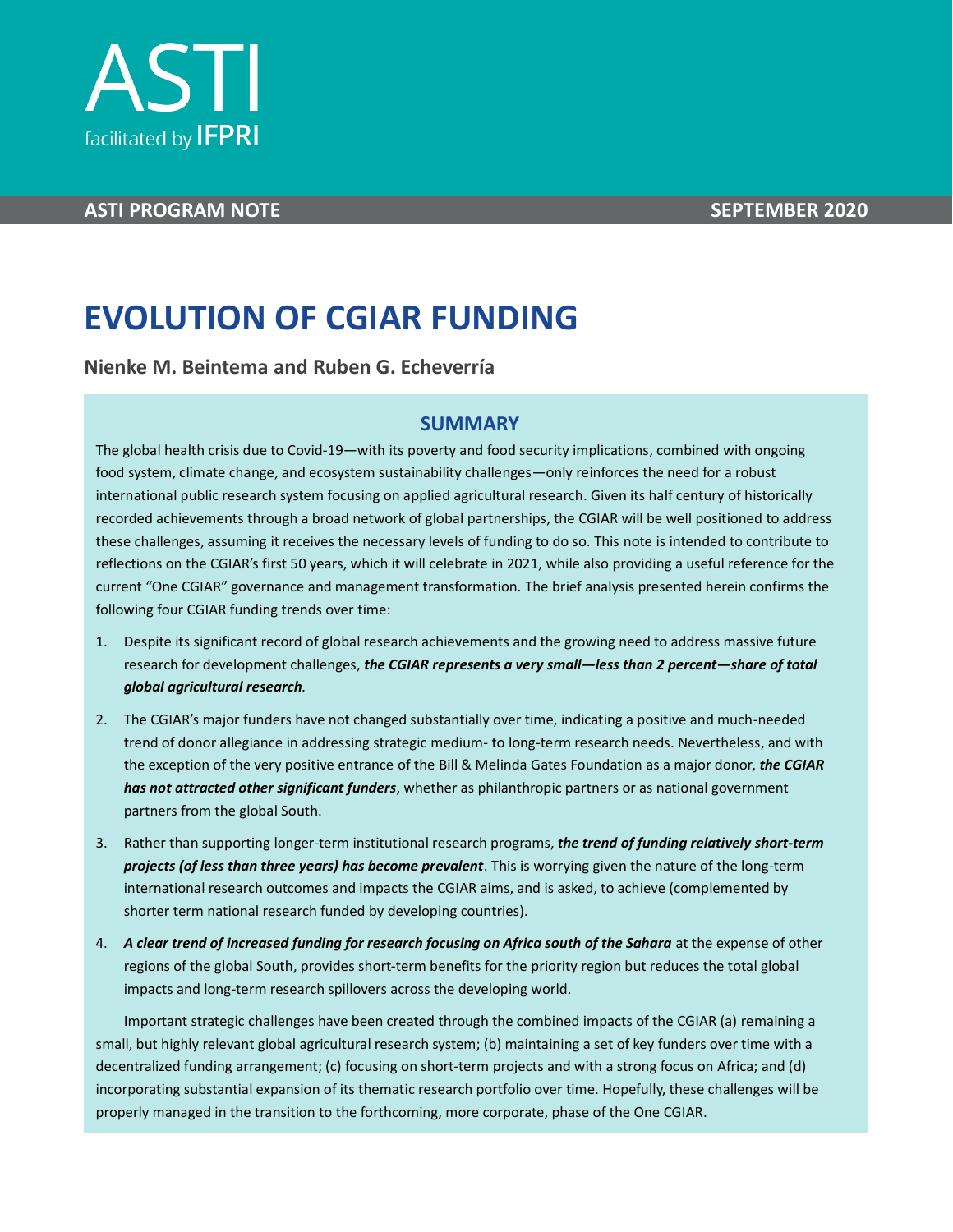ASTI

facilitated by IFPRI

**ASTI PROGRAM NOTE** **SEPTEMBER 2020**

# EVOLUTION OF CGIAR FUNDING

**Nienke M. Beintema and Ruben G. Echeverría**

## SUMMARY

The global health crisis due to Covid-19—with its poverty and food security implications, combined with ongoing food system, climate change, and ecosystem sustainability challenges—only reinforces the need for a robust international public research system focusing on applied agricultural research. Given its half century of historically recorded achievements through a broad network of global partnerships, the CGIAR will be well positioned to address these challenges, assuming it receives the necessary levels of funding to do so. This note is intended to contribute to reflections on the CGIAR's first 50 years, which it will celebrate in 2021, while also providing a useful reference for the current "One CGIAR" governance and management transformation. The brief analysis presented herein confirms the following four CGIAR funding trends over time:

1. Despite its significant record of global research achievements and the growing need to address massive future research for development challenges, ***the CGIAR represents a very small—less than 2 percent—share of total global agricultural research***.
2. The CGIAR's major funders have not changed substantially over time, indicating a positive and much-needed trend of donor allegiance in addressing strategic medium- to long-term research needs. Nevertheless, and with the exception of the very positive entrance of the Bill & Melinda Gates Foundation as a major donor, ***the CGIAR has not attracted other significant funders***, whether as philanthropic partners or as national government partners from the global South.
3. Rather than supporting longer-term institutional research programs, ***the trend of funding relatively short-term projects (of less than three years) has become prevalent***. This is worrying given the nature of the long-term international research outcomes and impacts the CGIAR aims, and is asked, to achieve (complemented by shorter term national research funded by developing countries).
4. ***A clear trend of increased funding for research focusing on Africa south of the Sahara*** at the expense of other regions of the global South, provides short-term benefits for the priority region but reduces the total global impacts and long-term research spillovers across the developing world.

Important strategic challenges have been created through the combined impacts of the CGIAR (a) remaining a small, but highly relevant global agricultural research system; (b) maintaining a set of key funders over time with a decentralized funding arrangement; (c) focusing on short-term projects and with a strong focus on Africa; and (d) incorporating substantial expansion of its thematic research portfolio over time. Hopefully, these challenges will be properly managed in the transition to the forthcoming, more corporate, phase of the One CGIAR.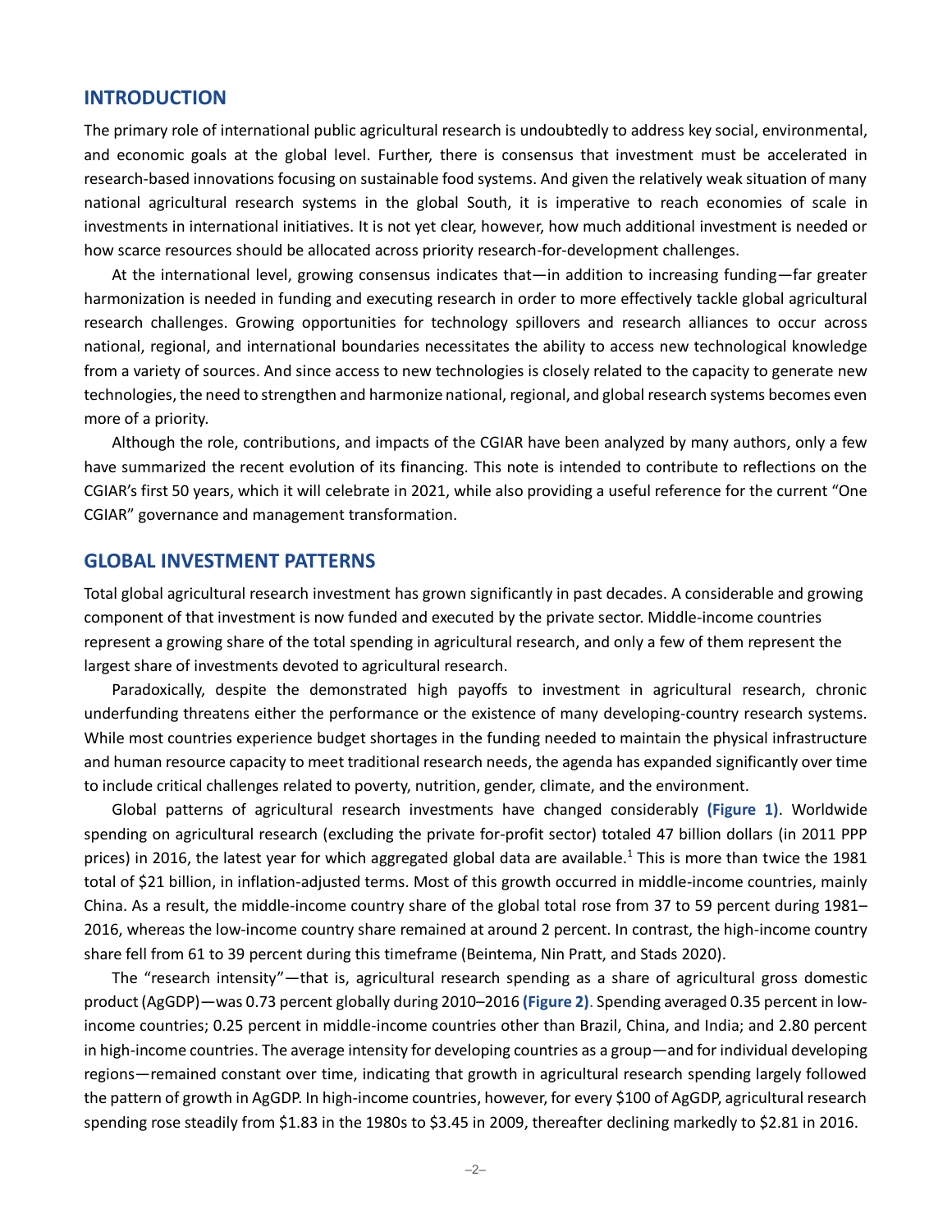## INTRODUCTION

The primary role of international public agricultural research is undoubtedly to address key social, environmental, and economic goals at the global level. Further, there is consensus that investment must be accelerated in research-based innovations focusing on sustainable food systems. And given the relatively weak situation of many national agricultural research systems in the global South, it is imperative to reach economies of scale in investments in international initiatives. It is not yet clear, however, how much additional investment is needed or how scarce resources should be allocated across priority research-for-development challenges.

At the international level, growing consensus indicates that—in addition to increasing funding—far greater harmonization is needed in funding and executing research in order to more effectively tackle global agricultural research challenges. Growing opportunities for technology spillovers and research alliances to occur across national, regional, and international boundaries necessitates the ability to access new technological knowledge from a variety of sources. And since access to new technologies is closely related to the capacity to generate new technologies, the need to strengthen and harmonize national, regional, and global research systems becomes even more of a priority.

Although the role, contributions, and impacts of the CGIAR have been analyzed by many authors, only a few have summarized the recent evolution of its financing. This note is intended to contribute to reflections on the CGIAR's first 50 years, which it will celebrate in 2021, while also providing a useful reference for the current "One CGIAR" governance and management transformation.

## GLOBAL INVESTMENT PATTERNS

Total global agricultural research investment has grown significantly in past decades. A considerable and growing component of that investment is now funded and executed by the private sector. Middle-income countries represent a growing share of the total spending in agricultural research, and only a few of them represent the largest share of investments devoted to agricultural research.

Paradoxically, despite the demonstrated high payoffs to investment in agricultural research, chronic underfunding threatens either the performance or the existence of many developing-country research systems. While most countries experience budget shortages in the funding needed to maintain the physical infrastructure and human resource capacity to meet traditional research needs, the agenda has expanded significantly over time to include critical challenges related to poverty, nutrition, gender, climate, and the environment.

Global patterns of agricultural research investments have changed considerably **(Figure 1)**. Worldwide spending on agricultural research (excluding the private for-profit sector) totaled 47 billion dollars (in 2011 PPP prices) in 2016, the latest year for which aggregated global data are available.[1] This is more than twice the 1981 total of $21 billion, in inflation-adjusted terms. Most of this growth occurred in middle-income countries, mainly China. As a result, the middle-income country share of the global total rose from 37 to 59 percent during 1981–2016, whereas the low-income country share remained at around 2 percent. In contrast, the high-income country share fell from 61 to 39 percent during this timeframe (Beintema, Nin Pratt, and Stads 2020).

The "research intensity"—that is, agricultural research spending as a share of agricultural gross domestic product (AgGDP)—was 0.73 percent globally during 2010–2016 **(Figure 2)**. Spending averaged 0.35 percent in low-income countries; 0.25 percent in middle-income countries other than Brazil, China, and India; and 2.80 percent in high-income countries. The average intensity for developing countries as a group—and for individual developing regions—remained constant over time, indicating that growth in agricultural research spending largely followed the pattern of growth in AgGDP. In high-income countries, however, for every $100 of AgGDP, agricultural research spending rose steadily from $1.83 in the 1980s to $3.45 in 2009, thereafter declining markedly to $2.81 in 2016.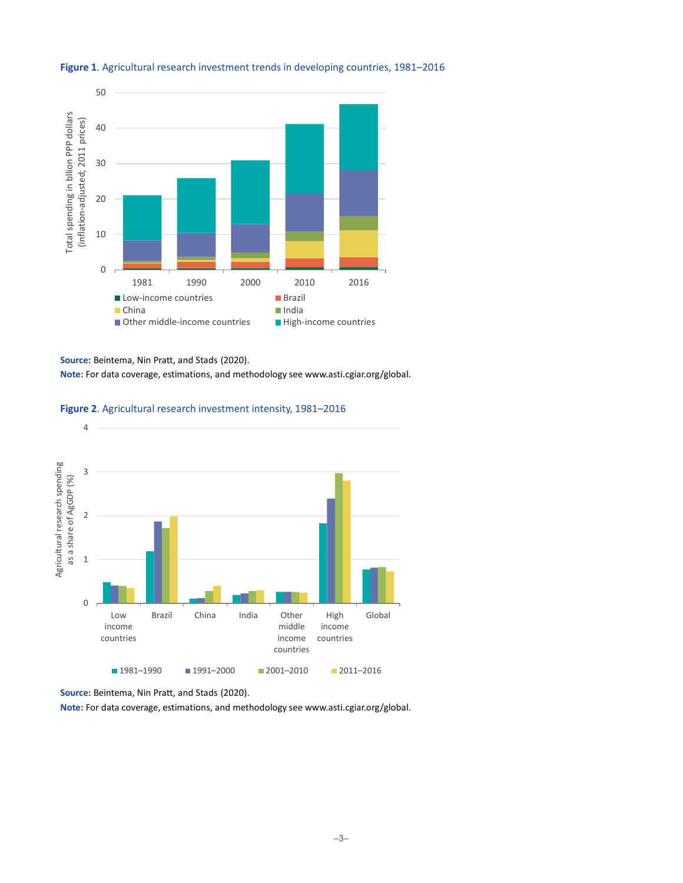**Figure 1**. Agricultural research investment trends in developing countries, 1981–2016

**Source:** Beintema, Nin Pratt, and Stads (2020).
**Note:** For data coverage, estimations, and methodology see www.asti.cgiar.org/global.

**Figure 2**. Agricultural research investment intensity, 1981–2016

**Source:** Beintema, Nin Pratt, and Stads (2020).
**Note:** For data coverage, estimations, and methodology see www.asti.cgiar.org/global.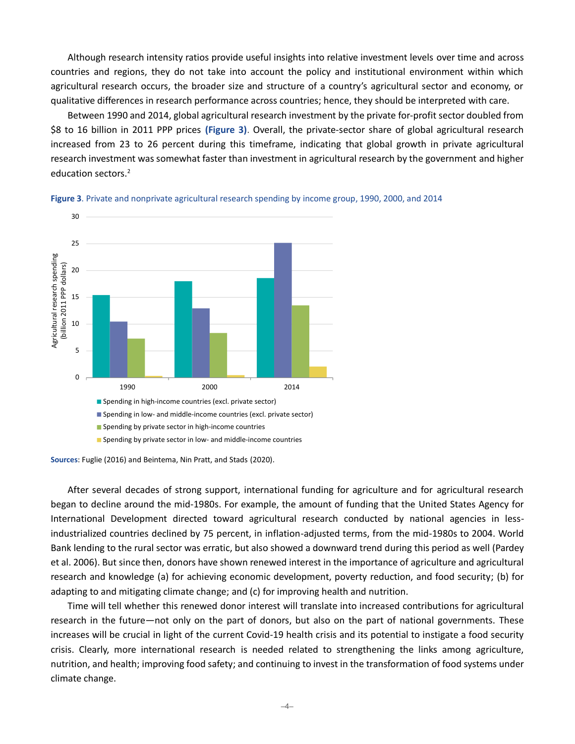Although research intensity ratios provide useful insights into relative investment levels over time and across countries and regions, they do not take into account the policy and institutional environment within which agricultural research occurs, the broader size and structure of a country's agricultural sector and economy, or qualitative differences in research performance across countries; hence, they should be interpreted with care.

Between 1990 and 2014, global agricultural research investment by the private for-profit sector doubled from $8 to 16 billion in 2011 PPP prices **(Figure 3)**. Overall, the private-sector share of global agricultural research increased from 23 to 26 percent during this timeframe, indicating that global growth in private agricultural research investment was somewhat faster than investment in agricultural research by the government and higher education sectors.[2]

**Figure 3**. Private and nonprivate agricultural research spending by income group, 1990, 2000, and 2014

**Sources**: Fuglie (2016) and Beintema, Nin Pratt, and Stads (2020).

After several decades of strong support, international funding for agriculture and for agricultural research began to decline around the mid-1980s. For example, the amount of funding that the United States Agency for International Development directed toward agricultural research conducted by national agencies in less-industrialized countries declined by 75 percent, in inflation-adjusted terms, from the mid-1980s to 2004. World Bank lending to the rural sector was erratic, but also showed a downward trend during this period as well (Pardey et al. 2006). But since then, donors have shown renewed interest in the importance of agriculture and agricultural research and knowledge (a) for achieving economic development, poverty reduction, and food security; (b) for adapting to and mitigating climate change; and (c) for improving health and nutrition.

Time will tell whether this renewed donor interest will translate into increased contributions for agricultural research in the future—not only on the part of donors, but also on the part of national governments. These increases will be crucial in light of the current Covid-19 health crisis and its potential to instigate a food security crisis. Clearly, more international research is needed related to strengthening the links among agriculture, nutrition, and health; improving food safety; and continuing to invest in the transformation of food systems under climate change.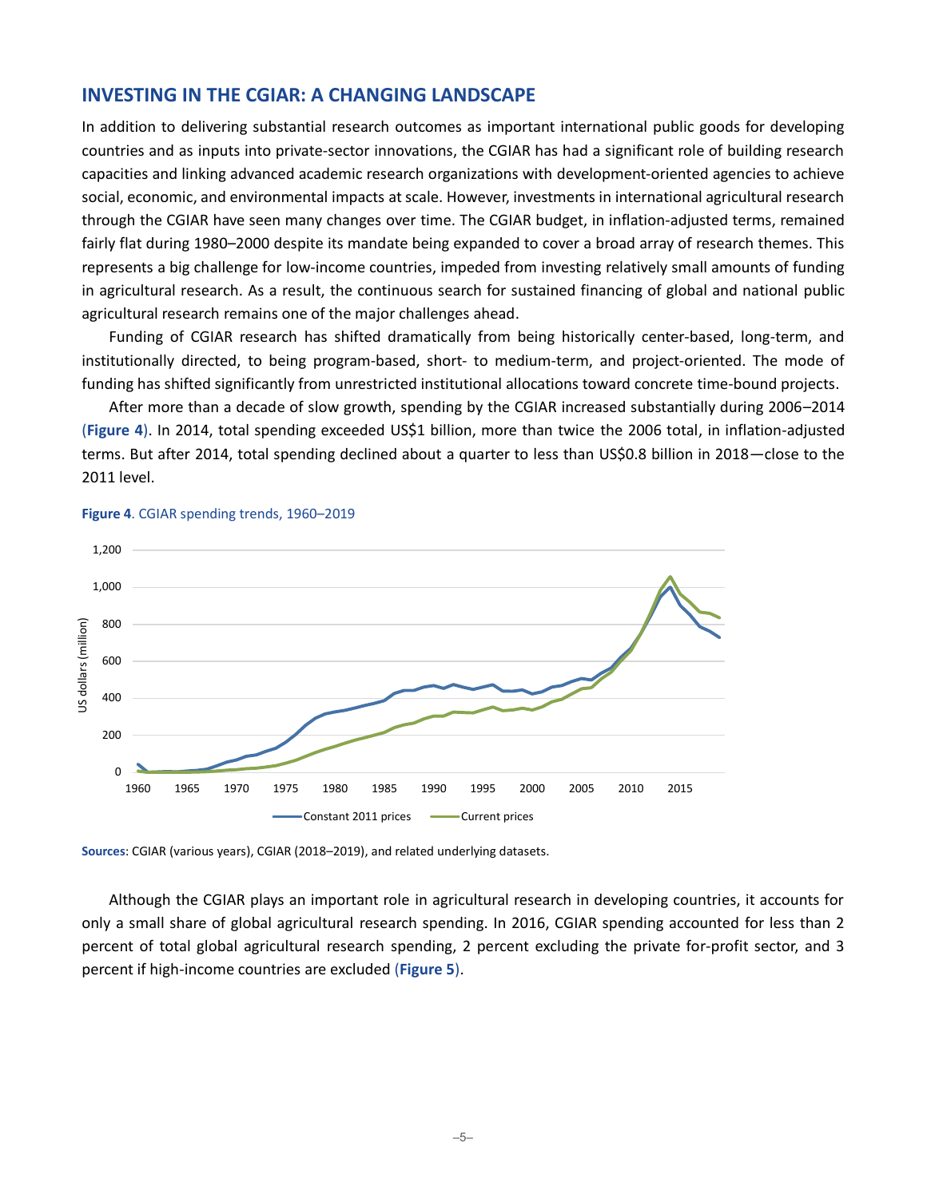## INVESTING IN THE CGIAR: A CHANGING LANDSCAPE

In addition to delivering substantial research outcomes as important international public goods for developing countries and as inputs into private-sector innovations, the CGIAR has had a significant role of building research capacities and linking advanced academic research organizations with development-oriented agencies to achieve social, economic, and environmental impacts at scale. However, investments in international agricultural research through the CGIAR have seen many changes over time. The CGIAR budget, in inflation-adjusted terms, remained fairly flat during 1980–2000 despite its mandate being expanded to cover a broad array of research themes. This represents a big challenge for low-income countries, impeded from investing relatively small amounts of funding in agricultural research. As a result, the continuous search for sustained financing of global and national public agricultural research remains one of the major challenges ahead.

Funding of CGIAR research has shifted dramatically from being historically center-based, long-term, and institutionally directed, to being program-based, short- to medium-term, and project-oriented. The mode of funding has shifted significantly from unrestricted institutional allocations toward concrete time-bound projects.

After more than a decade of slow growth, spending by the CGIAR increased substantially during 2006–2014 (**Figure 4**). In 2014, total spending exceeded US$1 billion, more than twice the 2006 total, in inflation-adjusted terms. But after 2014, total spending declined about a quarter to less than US$0.8 billion in 2018—close to the 2011 level.

**Figure 4**. CGIAR spending trends, 1960–2019

**Sources**: CGIAR (various years), CGIAR (2018–2019), and related underlying datasets.

Although the CGIAR plays an important role in agricultural research in developing countries, it accounts for only a small share of global agricultural research spending. In 2016, CGIAR spending accounted for less than 2 percent of total global agricultural research spending, 2 percent excluding the private for-profit sector, and 3 percent if high-income countries are excluded (**Figure 5**).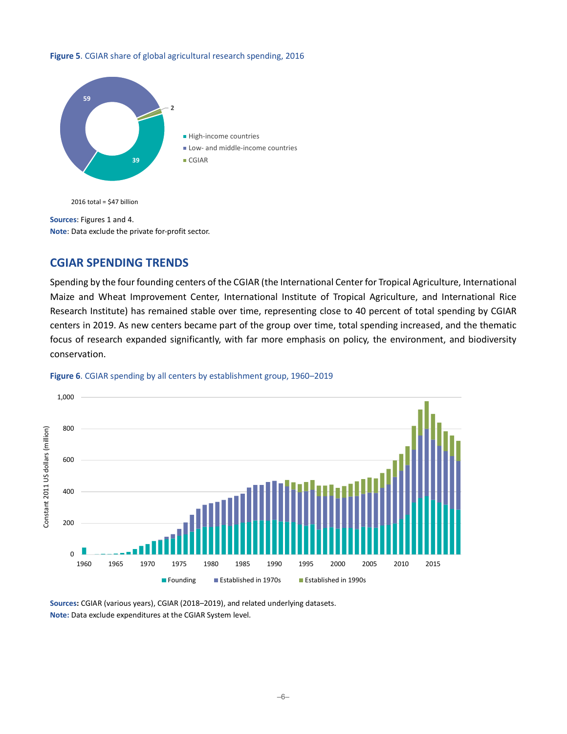**Figure 5**. CGIAR share of global agricultural research spending, 2016

2016 total = $47 billion

**Sources**: Figures 1 and 4.
**Note**: Data exclude the private for-profit sector.

## CGIAR SPENDING TRENDS

Spending by the four founding centers of the CGIAR (the International Center for Tropical Agriculture, International Maize and Wheat Improvement Center, International Institute of Tropical Agriculture, and International Rice Research Institute) has remained stable over time, representing close to 40 percent of total spending by CGIAR centers in 2019. As new centers became part of the group over time, total spending increased, and the thematic focus of research expanded significantly, with far more emphasis on policy, the environment, and biodiversity conservation.

**Figure 6**. CGIAR spending by all centers by establishment group, 1960–2019

**Sources:** CGIAR (various years), CGIAR (2018–2019), and related underlying datasets.
**Note:** Data exclude expenditures at the CGIAR System level.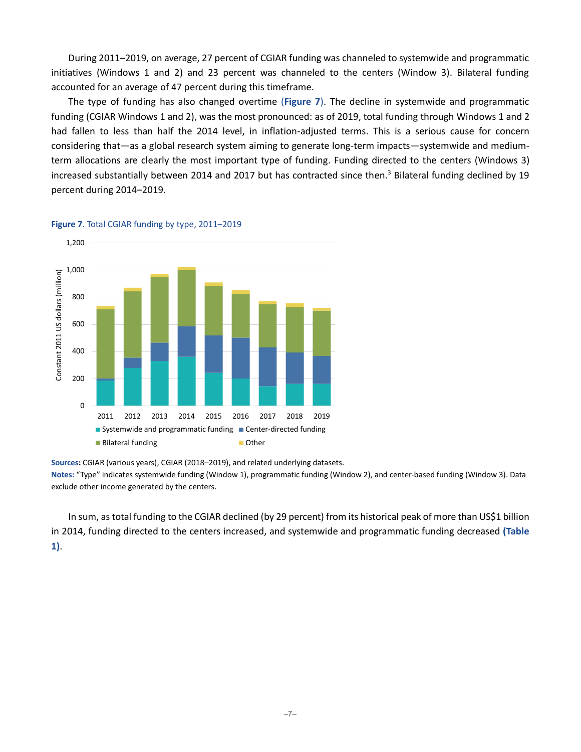During 2011–2019, on average, 27 percent of CGIAR funding was channeled to systemwide and programmatic initiatives (Windows 1 and 2) and 23 percent was channeled to the centers (Window 3). Bilateral funding accounted for an average of 47 percent during this timeframe.

The type of funding has also changed overtime (**Figure 7**). The decline in systemwide and programmatic funding (CGIAR Windows 1 and 2), was the most pronounced: as of 2019, total funding through Windows 1 and 2 had fallen to less than half the 2014 level, in inflation-adjusted terms. This is a serious cause for concern considering that—as a global research system aiming to generate long-term impacts—systemwide and medium-term allocations are clearly the most important type of funding. Funding directed to the centers (Windows 3) increased substantially between 2014 and 2017 but has contracted since then.[3] Bilateral funding declined by 19 percent during 2014–2019.

**Figure 7**. Total CGIAR funding by type, 2011–2019

**Sources:** CGIAR (various years), CGIAR (2018–2019), and related underlying datasets.
**Notes:** "Type" indicates systemwide funding (Window 1), programmatic funding (Window 2), and center-based funding (Window 3). Data exclude other income generated by the centers.

In sum, as total funding to the CGIAR declined (by 29 percent) from its historical peak of more than US$1 billion in 2014, funding directed to the centers increased, and systemwide and programmatic funding decreased **(Table 1)**.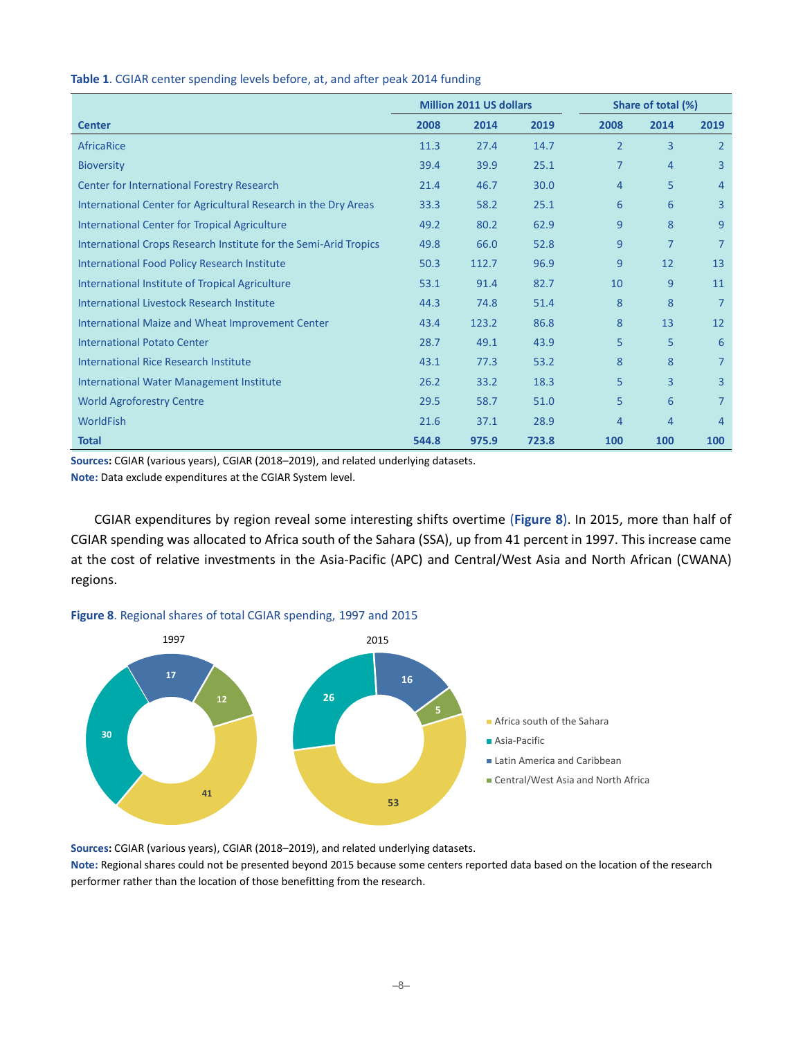**Table 1**. CGIAR center spending levels before, at, and after peak 2014 funding

| Center | Million 2011 US dollars | | | Share of total (%) | | |
|---|---|---|---|---|---|---|
| | 2008 | 2014 | 2019 | 2008 | 2014 | 2019 |
| AfricaRice | 11.3 | 27.4 | 14.7 | 2 | 3 | 2 |
| Bioversity | 39.4 | 39.9 | 25.1 | 7 | 4 | 3 |
| Center for International Forestry Research | 21.4 | 46.7 | 30.0 | 4 | 5 | 4 |
| International Center for Agricultural Research in the Dry Areas | 33.3 | 58.2 | 25.1 | 6 | 6 | 3 |
| International Center for Tropical Agriculture | 49.2 | 80.2 | 62.9 | 9 | 8 | 9 |
| International Crops Research Institute for the Semi-Arid Tropics | 49.8 | 66.0 | 52.8 | 9 | 7 | 7 |
| International Food Policy Research Institute | 50.3 | 112.7 | 96.9 | 9 | 12 | 13 |
| International Institute of Tropical Agriculture | 53.1 | 91.4 | 82.7 | 10 | 9 | 11 |
| International Livestock Research Institute | 44.3 | 74.8 | 51.4 | 8 | 8 | 7 |
| International Maize and Wheat Improvement Center | 43.4 | 123.2 | 86.8 | 8 | 13 | 12 |
| International Potato Center | 28.7 | 49.1 | 43.9 | 5 | 5 | 6 |
| International Rice Research Institute | 43.1 | 77.3 | 53.2 | 8 | 8 | 7 |
| International Water Management Institute | 26.2 | 33.2 | 18.3 | 5 | 3 | 3 |
| World Agroforestry Centre | 29.5 | 58.7 | 51.0 | 5 | 6 | 7 |
| WorldFish | 21.6 | 37.1 | 28.9 | 4 | 4 | 4 |
| **Total** | **544.8** | **975.9** | **723.8** | **100** | **100** | **100** |

**Sources:** CGIAR (various years), CGIAR (2018–2019), and related underlying datasets.
**Note:** Data exclude expenditures at the CGIAR System level.

CGIAR expenditures by region reveal some interesting shifts overtime (**Figure 8**). In 2015, more than half of CGIAR spending was allocated to Africa south of the Sahara (SSA), up from 41 percent in 1997. This increase came at the cost of relative investments in the Asia-Pacific (APC) and Central/West Asia and North African (CWANA) regions.

**Figure 8**. Regional shares of total CGIAR spending, 1997 and 2015

| Region | 1997 | 2015 |
|---|---|---|
| Africa south of the Sahara | 41 | 53 |
| Asia-Pacific | 30 | 26 |
| Latin America and Caribbean | 17 | 16 |
| Central/West Asia and North Africa | 12 | 5 |

**Sources:** CGIAR (various years), CGIAR (2018–2019), and related underlying datasets.
**Note:** Regional shares could not be presented beyond 2015 because some centers reported data based on the location of the research performer rather than the location of those benefitting from the research.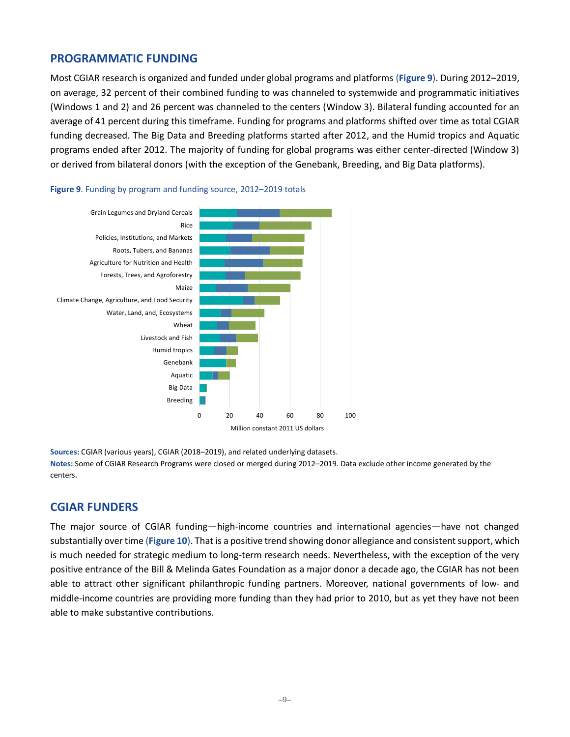## PROGRAMMATIC FUNDING

Most CGIAR research is organized and funded under global programs and platforms (**Figure 9**). During 2012–2019, on average, 32 percent of their combined funding to was channeled to systemwide and programmatic initiatives (Windows 1 and 2) and 26 percent was channeled to the centers (Window 3). Bilateral funding accounted for an average of 41 percent during this timeframe. Funding for programs and platforms shifted over time as total CGIAR funding decreased. The Big Data and Breeding platforms started after 2012, and the Humid tropics and Aquatic programs ended after 2012. The majority of funding for global programs was either center-directed (Window 3) or derived from bilateral donors (with the exception of the Genebank, Breeding, and Big Data platforms).

**Figure 9**. Funding by program and funding source, 2012–2019 totals

**Sources:** CGIAR (various years), CGIAR (2018–2019), and related underlying datasets.
**Notes:** Some of CGIAR Research Programs were closed or merged during 2012–2019. Data exclude other income generated by the centers.

## CGIAR FUNDERS

The major source of CGIAR funding—high-income countries and international agencies—have not changed substantially over time (**Figure 10**). That is a positive trend showing donor allegiance and consistent support, which is much needed for strategic medium to long-term research needs. Nevertheless, with the exception of the very positive entrance of the Bill & Melinda Gates Foundation as a major donor a decade ago, the CGIAR has not been able to attract other significant philanthropic funding partners. Moreover, national governments of low- and middle-income countries are providing more funding than they had prior to 2010, but as yet they have not been able to make substantive contributions.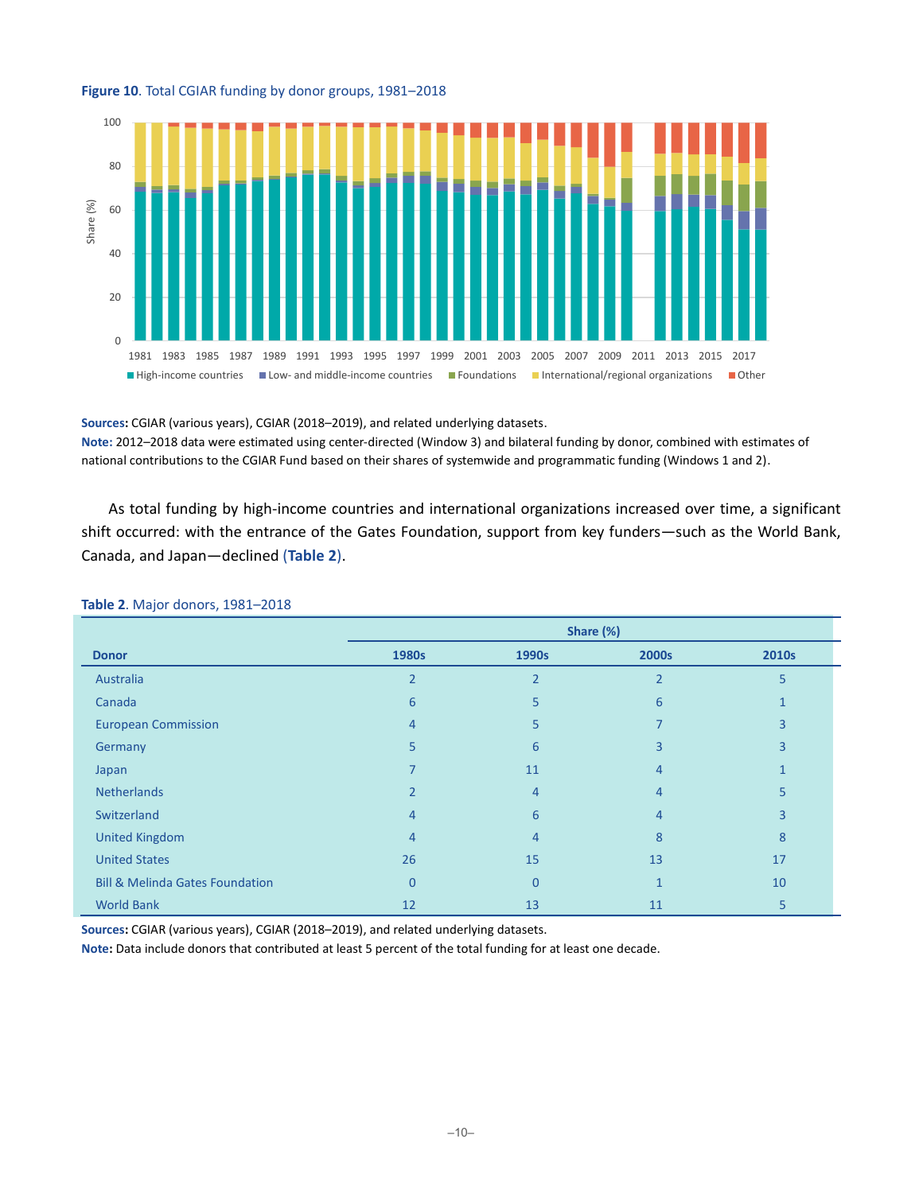**Figure 10**. Total CGIAR funding by donor groups, 1981–2018

**Sources:** CGIAR (various years), CGIAR (2018–2019), and related underlying datasets.
**Note:** 2012–2018 data were estimated using center-directed (Window 3) and bilateral funding by donor, combined with estimates of national contributions to the CGIAR Fund based on their shares of systemwide and programmatic funding (Windows 1 and 2).

As total funding by high-income countries and international organizations increased over time, a significant shift occurred: with the entrance of the Gates Foundation, support from key funders—such as the World Bank, Canada, and Japan—declined (**Table 2**).

**Table 2**. Major donors, 1981–2018

| | Share (%) | | | |
|---|---|---|---|---|
| **Donor** | **1980s** | **1990s** | **2000s** | **2010s** |
| Australia | 2 | 2 | 2 | 5 |
| Canada | 6 | 5 | 6 | 1 |
| European Commission | 4 | 5 | 7 | 3 |
| Germany | 5 | 6 | 3 | 3 |
| Japan | 7 | 11 | 4 | 1 |
| Netherlands | 2 | 4 | 4 | 5 |
| Switzerland | 4 | 6 | 4 | 3 |
| United Kingdom | 4 | 4 | 8 | 8 |
| United States | 26 | 15 | 13 | 17 |
| Bill & Melinda Gates Foundation | 0 | 0 | 1 | 10 |
| World Bank | 12 | 13 | 11 | 5 |

**Sources:** CGIAR (various years), CGIAR (2018–2019), and related underlying datasets.
**Note:** Data include donors that contributed at least 5 percent of the total funding for at least one decade.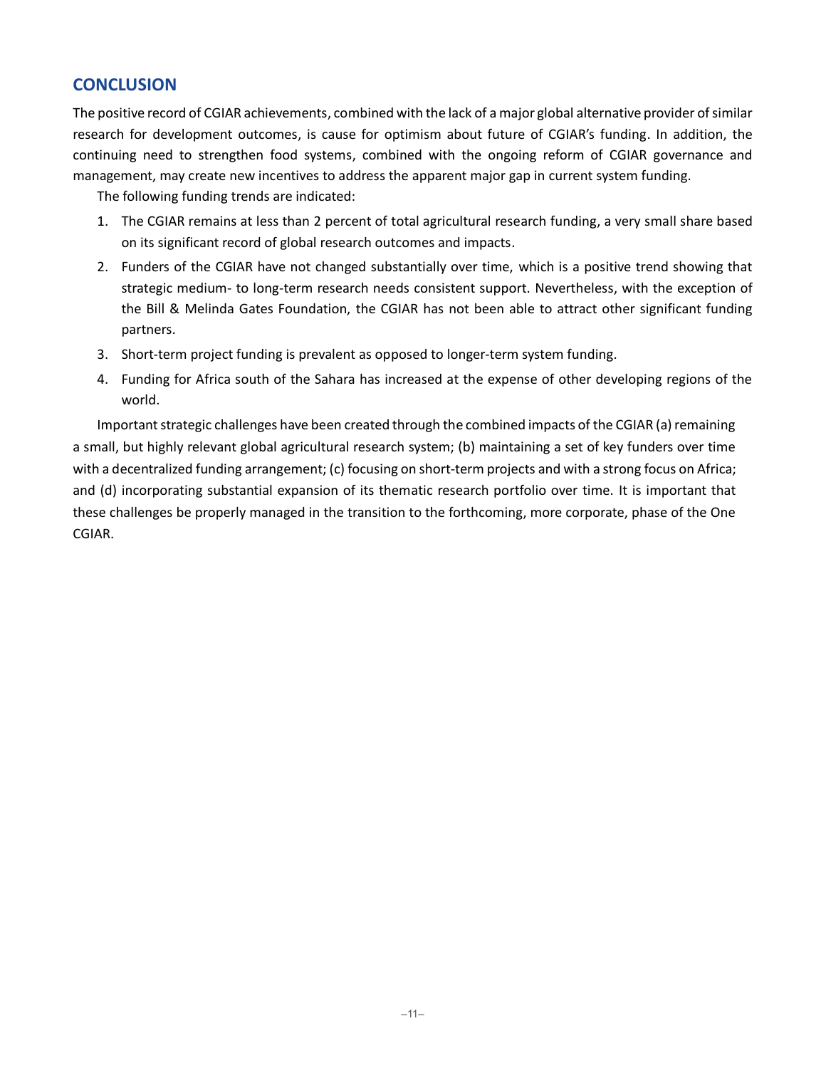## CONCLUSION

The positive record of CGIAR achievements, combined with the lack of a major global alternative provider of similar research for development outcomes, is cause for optimism about future of CGIAR's funding. In addition, the continuing need to strengthen food systems, combined with the ongoing reform of CGIAR governance and management, may create new incentives to address the apparent major gap in current system funding.

The following funding trends are indicated:

1. The CGIAR remains at less than 2 percent of total agricultural research funding, a very small share based on its significant record of global research outcomes and impacts.
2. Funders of the CGIAR have not changed substantially over time, which is a positive trend showing that strategic medium- to long-term research needs consistent support. Nevertheless, with the exception of the Bill & Melinda Gates Foundation, the CGIAR has not been able to attract other significant funding partners.
3. Short-term project funding is prevalent as opposed to longer-term system funding.
4. Funding for Africa south of the Sahara has increased at the expense of other developing regions of the world.

Important strategic challenges have been created through the combined impacts of the CGIAR (a) remaining a small, but highly relevant global agricultural research system; (b) maintaining a set of key funders over time with a decentralized funding arrangement; (c) focusing on short-term projects and with a strong focus on Africa; and (d) incorporating substantial expansion of its thematic research portfolio over time. It is important that these challenges be properly managed in the transition to the forthcoming, more corporate, phase of the One CGIAR.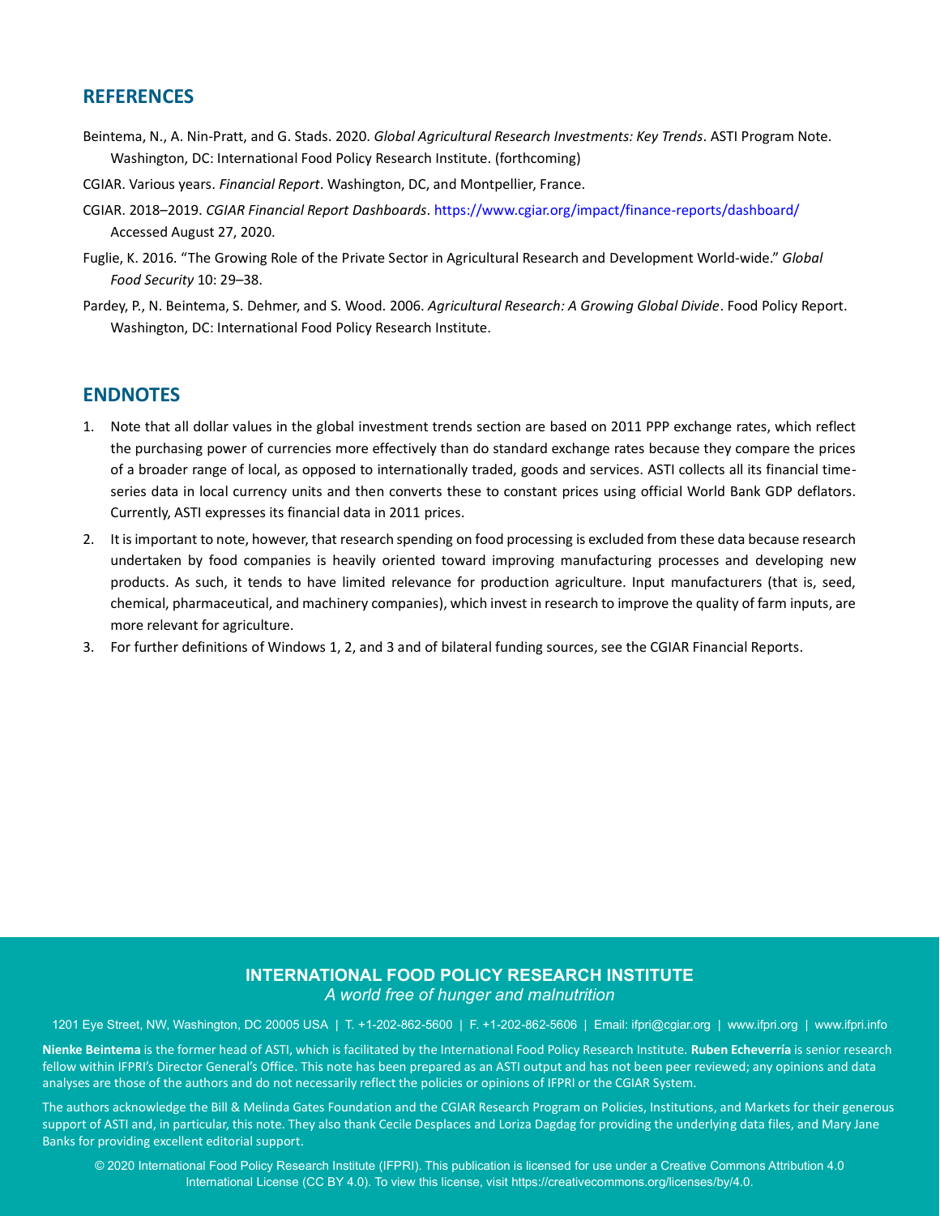## REFERENCES

Beintema, N., A. Nin-Pratt, and G. Stads. 2020. *Global Agricultural Research Investments: Key Trends*. ASTI Program Note. Washington, DC: International Food Policy Research Institute. (forthcoming)

CGIAR. Various years. *Financial Report*. Washington, DC, and Montpellier, France.

CGIAR. 2018–2019. *CGIAR Financial Report Dashboards*. https://www.cgiar.org/impact/finance-reports/dashboard/ Accessed August 27, 2020.

Fuglie, K. 2016. "The Growing Role of the Private Sector in Agricultural Research and Development World-wide." *Global Food Security* 10: 29–38.

Pardey, P., N. Beintema, S. Dehmer, and S. Wood. 2006. *Agricultural Research: A Growing Global Divide*. Food Policy Report. Washington, DC: International Food Policy Research Institute.

## ENDNOTES

1. Note that all dollar values in the global investment trends section are based on 2011 PPP exchange rates, which reflect the purchasing power of currencies more effectively than do standard exchange rates because they compare the prices of a broader range of local, as opposed to internationally traded, goods and services. ASTI collects all its financial time-series data in local currency units and then converts these to constant prices using official World Bank GDP deflators. Currently, ASTI expresses its financial data in 2011 prices.
2. It is important to note, however, that research spending on food processing is excluded from these data because research undertaken by food companies is heavily oriented toward improving manufacturing processes and developing new products. As such, it tends to have limited relevance for production agriculture. Input manufacturers (that is, seed, chemical, pharmaceutical, and machinery companies), which invest in research to improve the quality of farm inputs, are more relevant for agriculture.
3. For further definitions of Windows 1, 2, and 3 and of bilateral funding sources, see the CGIAR Financial Reports.

**INTERNATIONAL FOOD POLICY RESEARCH INSTITUTE**

*A world free of hunger and malnutrition*

1201 Eye Street, NW, Washington, DC 20005 USA | T. +1-202-862-5600 | F. +1-202-862-5606 | Email: ifpri@cgiar.org | www.ifpri.org | www.ifpri.info

**Nienke Beintema** is the former head of ASTI, which is facilitated by the International Food Policy Research Institute. **Ruben Echeverría** is senior research fellow within IFPRI's Director General's Office. This note has been prepared as an ASTI output and has not been peer reviewed; any opinions and data analyses are those of the authors and do not necessarily reflect the policies or opinions of IFPRI or the CGIAR System.

The authors acknowledge the Bill & Melinda Gates Foundation and the CGIAR Research Program on Policies, Institutions, and Markets for their generous support of ASTI and, in particular, this note. They also thank Cecile Desplaces and Loriza Dagdag for providing the underlying data files, and Mary Jane Banks for providing excellent editorial support.

© 2020 International Food Policy Research Institute (IFPRI). This publication is licensed for use under a Creative Commons Attribution 4.0 International License (CC BY 4.0). To view this license, visit https://creativecommons.org/licenses/by/4.0.